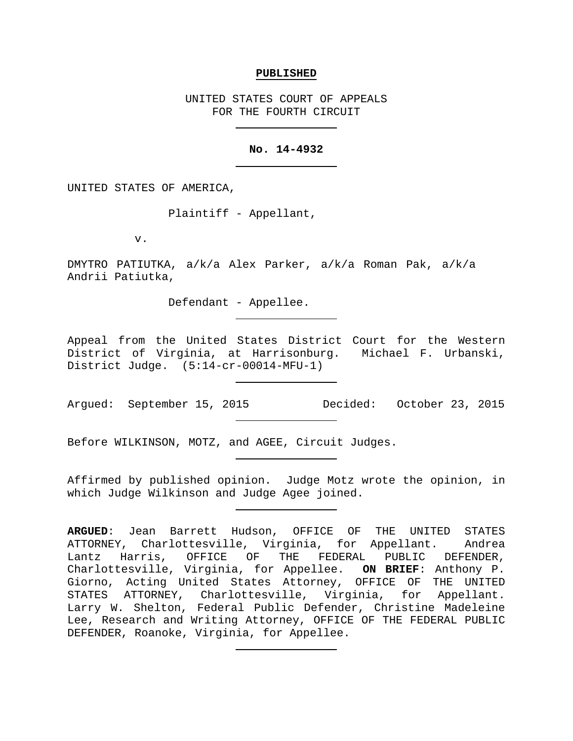**PUBLISHED**

UNITED STATES COURT OF APPEALS
FOR THE FOURTH CIRCUIT

---

**No. 14-4932**

---

UNITED STATES OF AMERICA,

Plaintiff - Appellant,

v.

DMYTRO PATIUTKA, a/k/a Alex Parker, a/k/a Roman Pak, a/k/a Andrii Patiutka,

Defendant - Appellee.

---

Appeal from the United States District Court for the Western District of Virginia, at Harrisonburg. Michael F. Urbanski, District Judge. (5:14-cr-00014-MFU-1)

---

Argued: September 15, 2015 Decided: October 23, 2015

---

Before WILKINSON, MOTZ, and AGEE, Circuit Judges.

---

Affirmed by published opinion. Judge Motz wrote the opinion, in which Judge Wilkinson and Judge Agee joined.

---

**ARGUED**: Jean Barrett Hudson, OFFICE OF THE UNITED STATES ATTORNEY, Charlottesville, Virginia, for Appellant. Andrea Lantz Harris, OFFICE OF THE FEDERAL PUBLIC DEFENDER, Charlottesville, Virginia, for Appellee. **ON BRIEF**: Anthony P. Giorno, Acting United States Attorney, OFFICE OF THE UNITED STATES ATTORNEY, Charlottesville, Virginia, for Appellant. Larry W. Shelton, Federal Public Defender, Christine Madeleine Lee, Research and Writing Attorney, OFFICE OF THE FEDERAL PUBLIC DEFENDER, Roanoke, Virginia, for Appellee.

---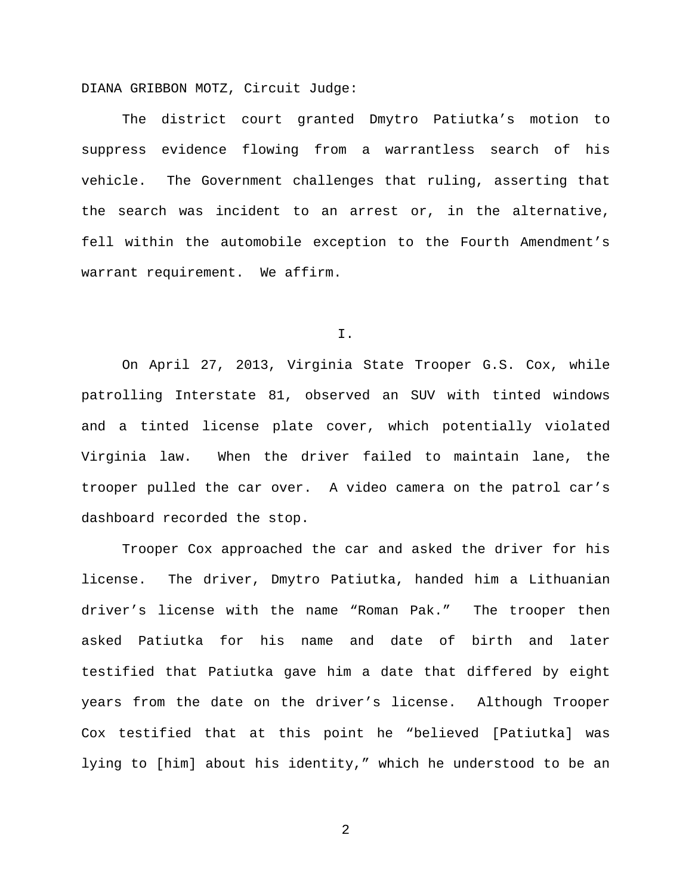DIANA GRIBBON MOTZ, Circuit Judge:

The district court granted Dmytro Patiutka's motion to suppress evidence flowing from a warrantless search of his vehicle. The Government challenges that ruling, asserting that the search was incident to an arrest or, in the alternative, fell within the automobile exception to the Fourth Amendment's warrant requirement. We affirm.

## I.

On April 27, 2013, Virginia State Trooper G.S. Cox, while patrolling Interstate 81, observed an SUV with tinted windows and a tinted license plate cover, which potentially violated Virginia law. When the driver failed to maintain lane, the trooper pulled the car over. A video camera on the patrol car's dashboard recorded the stop.

Trooper Cox approached the car and asked the driver for his license. The driver, Dmytro Patiutka, handed him a Lithuanian driver's license with the name "Roman Pak." The trooper then asked Patiutka for his name and date of birth and later testified that Patiutka gave him a date that differed by eight years from the date on the driver's license. Although Trooper Cox testified that at this point he "believed [Patiutka] was lying to [him] about his identity," which he understood to be an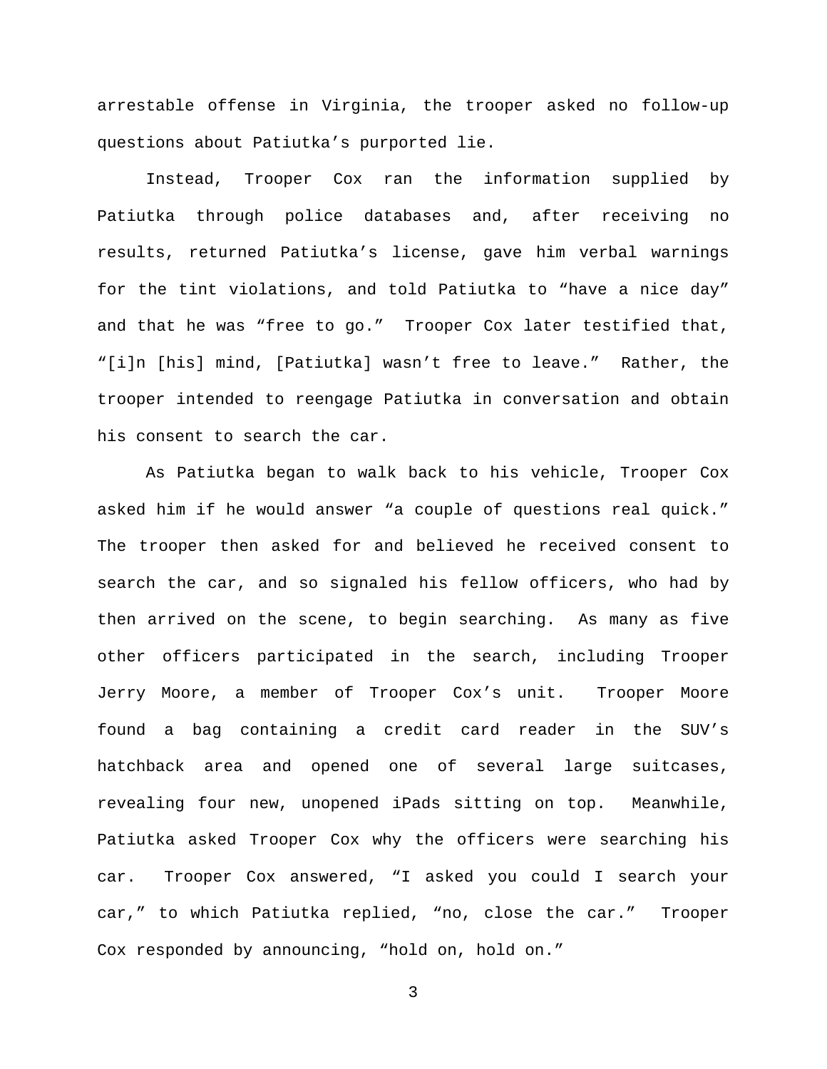arrestable offense in Virginia, the trooper asked no follow-up questions about Patiutka's purported lie.

Instead, Trooper Cox ran the information supplied by Patiutka through police databases and, after receiving no results, returned Patiutka's license, gave him verbal warnings for the tint violations, and told Patiutka to "have a nice day" and that he was "free to go." Trooper Cox later testified that, "[i]n [his] mind, [Patiutka] wasn't free to leave." Rather, the trooper intended to reengage Patiutka in conversation and obtain his consent to search the car.

As Patiutka began to walk back to his vehicle, Trooper Cox asked him if he would answer "a couple of questions real quick." The trooper then asked for and believed he received consent to search the car, and so signaled his fellow officers, who had by then arrived on the scene, to begin searching. As many as five other officers participated in the search, including Trooper Jerry Moore, a member of Trooper Cox's unit. Trooper Moore found a bag containing a credit card reader in the SUV's hatchback area and opened one of several large suitcases, revealing four new, unopened iPads sitting on top. Meanwhile, Patiutka asked Trooper Cox why the officers were searching his car. Trooper Cox answered, "I asked you could I search your car," to which Patiutka replied, "no, close the car." Trooper Cox responded by announcing, "hold on, hold on."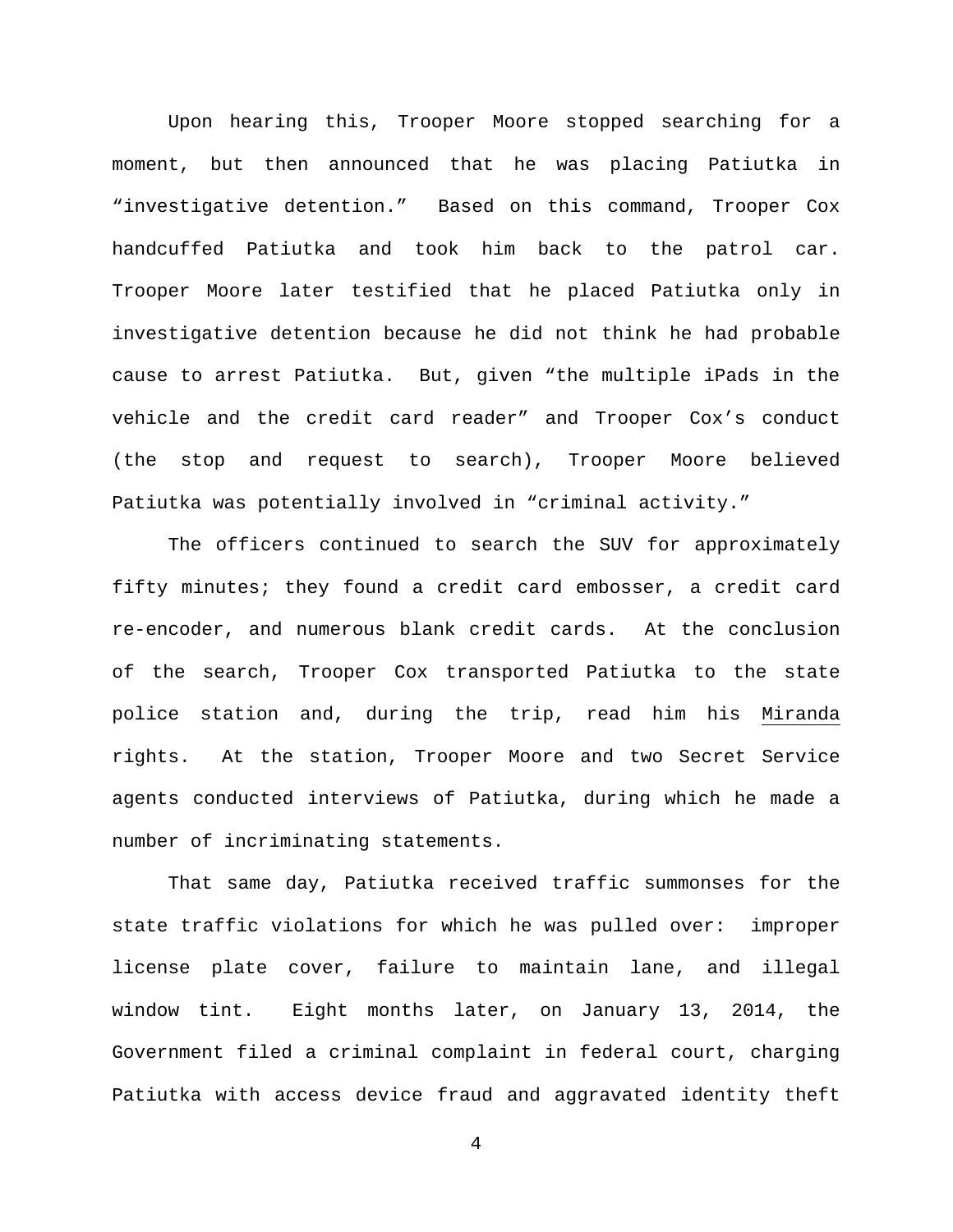Upon hearing this, Trooper Moore stopped searching for a moment, but then announced that he was placing Patiutka in "investigative detention." Based on this command, Trooper Cox handcuffed Patiutka and took him back to the patrol car. Trooper Moore later testified that he placed Patiutka only in investigative detention because he did not think he had probable cause to arrest Patiutka. But, given "the multiple iPads in the vehicle and the credit card reader" and Trooper Cox's conduct (the stop and request to search), Trooper Moore believed Patiutka was potentially involved in "criminal activity."

The officers continued to search the SUV for approximately fifty minutes; they found a credit card embosser, a credit card re-encoder, and numerous blank credit cards. At the conclusion of the search, Trooper Cox transported Patiutka to the state police station and, during the trip, read him his Miranda rights. At the station, Trooper Moore and two Secret Service agents conducted interviews of Patiutka, during which he made a number of incriminating statements.

That same day, Patiutka received traffic summonses for the state traffic violations for which he was pulled over: improper license plate cover, failure to maintain lane, and illegal window tint. Eight months later, on January 13, 2014, the Government filed a criminal complaint in federal court, charging Patiutka with access device fraud and aggravated identity theft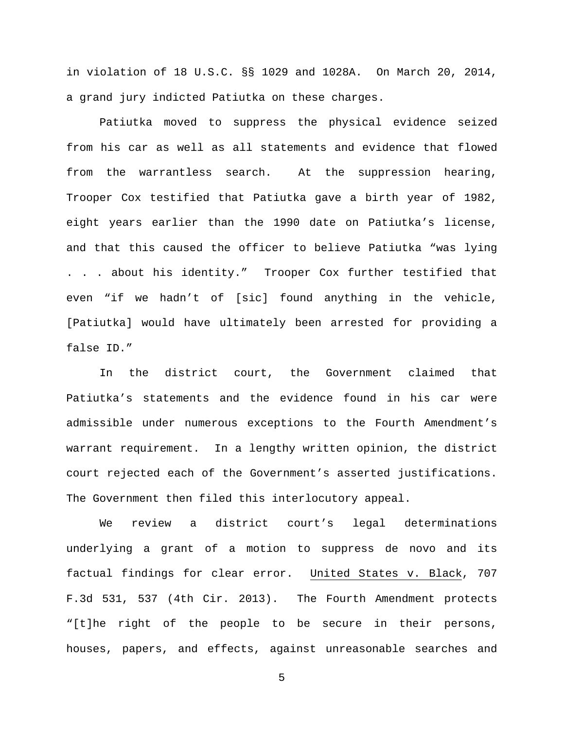in violation of 18 U.S.C. §§ 1029 and 1028A. On March 20, 2014, a grand jury indicted Patiutka on these charges.

Patiutka moved to suppress the physical evidence seized from his car as well as all statements and evidence that flowed from the warrantless search. At the suppression hearing, Trooper Cox testified that Patiutka gave a birth year of 1982, eight years earlier than the 1990 date on Patiutka's license, and that this caused the officer to believe Patiutka "was lying . . . about his identity." Trooper Cox further testified that even "if we hadn't of [sic] found anything in the vehicle, [Patiutka] would have ultimately been arrested for providing a false ID."

In the district court, the Government claimed that Patiutka's statements and the evidence found in his car were admissible under numerous exceptions to the Fourth Amendment's warrant requirement. In a lengthy written opinion, the district court rejected each of the Government's asserted justifications. The Government then filed this interlocutory appeal.

We review a district court's legal determinations underlying a grant of a motion to suppress de novo and its factual findings for clear error. United States v. Black, 707 F.3d 531, 537 (4th Cir. 2013). The Fourth Amendment protects "[t]he right of the people to be secure in their persons, houses, papers, and effects, against unreasonable searches and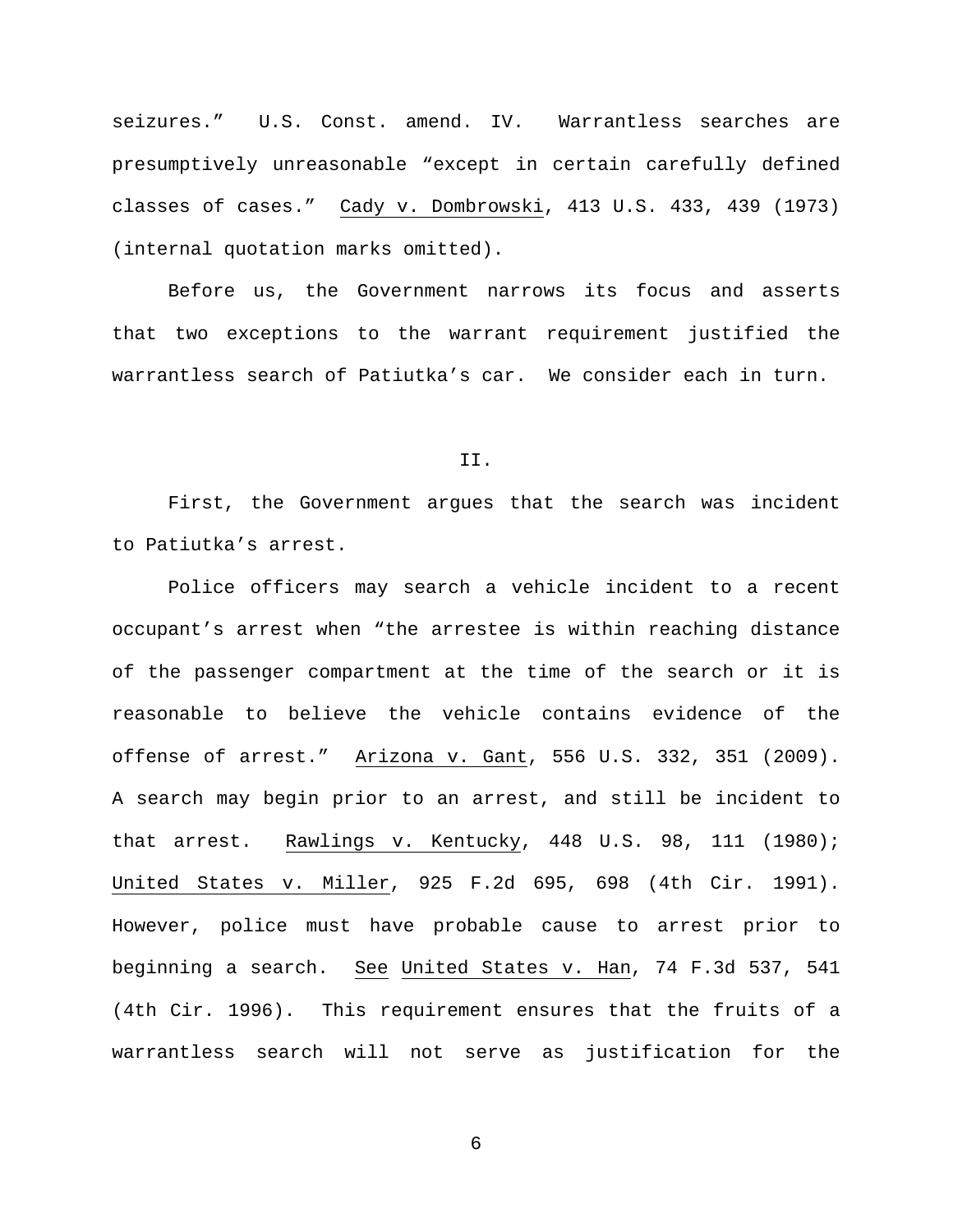seizures." U.S. Const. amend. IV. Warrantless searches are presumptively unreasonable "except in certain carefully defined classes of cases." Cady v. Dombrowski, 413 U.S. 433, 439 (1973) (internal quotation marks omitted).

Before us, the Government narrows its focus and asserts that two exceptions to the warrant requirement justified the warrantless search of Patiutka's car. We consider each in turn.

## II.

First, the Government argues that the search was incident to Patiutka's arrest.

Police officers may search a vehicle incident to a recent occupant's arrest when "the arrestee is within reaching distance of the passenger compartment at the time of the search or it is reasonable to believe the vehicle contains evidence of the offense of arrest." Arizona v. Gant, 556 U.S. 332, 351 (2009). A search may begin prior to an arrest, and still be incident to that arrest. Rawlings v. Kentucky, 448 U.S. 98, 111 (1980); United States v. Miller, 925 F.2d 695, 698 (4th Cir. 1991). However, police must have probable cause to arrest prior to beginning a search. See United States v. Han, 74 F.3d 537, 541 (4th Cir. 1996). This requirement ensures that the fruits of a warrantless search will not serve as justification for the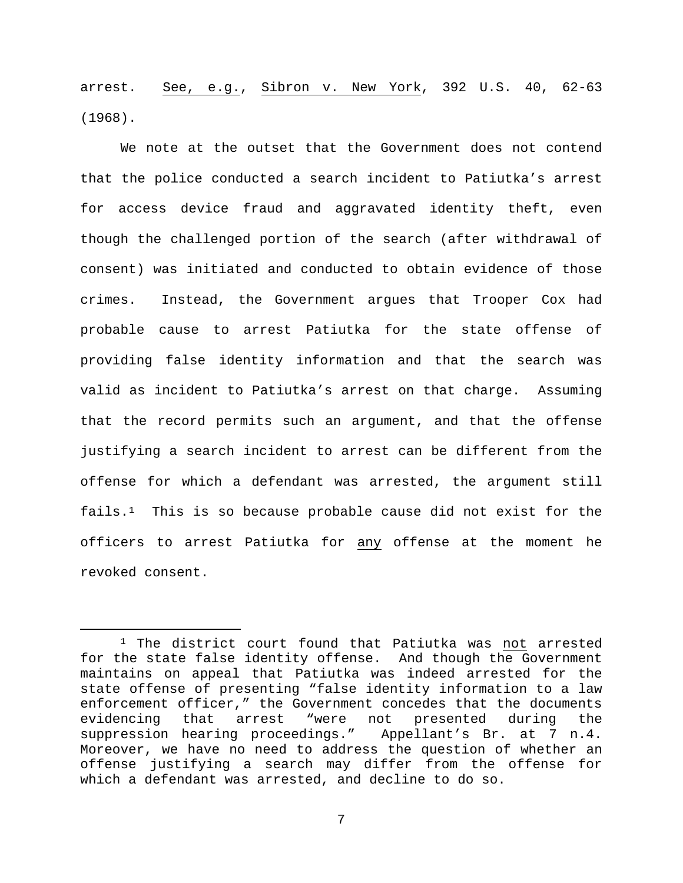arrest. *See, e.g.*, *Sibron v. New York*, 392 U.S. 40, 62-63 (1968).

We note at the outset that the Government does not contend that the police conducted a search incident to Patiutka's arrest for access device fraud and aggravated identity theft, even though the challenged portion of the search (after withdrawal of consent) was initiated and conducted to obtain evidence of those crimes. Instead, the Government argues that Trooper Cox had probable cause to arrest Patiutka for the state offense of providing false identity information and that the search was valid as incident to Patiutka's arrest on that charge. Assuming that the record permits such an argument, and that the offense justifying a search incident to arrest can be different from the offense for which a defendant was arrested, the argument still fails.[1] This is so because probable cause did not exist for the officers to arrest Patiutka for *any* offense at the moment he revoked consent.

---

[1] The district court found that Patiutka was *not* arrested for the state false identity offense. And though the Government maintains on appeal that Patiutka was indeed arrested for the state offense of presenting "false identity information to a law enforcement officer," the Government concedes that the documents evidencing that arrest "were not presented during the suppression hearing proceedings." Appellant's Br. at 7 n.4. Moreover, we have no need to address the question of whether an offense justifying a search may differ from the offense for which a defendant was arrested, and decline to do so.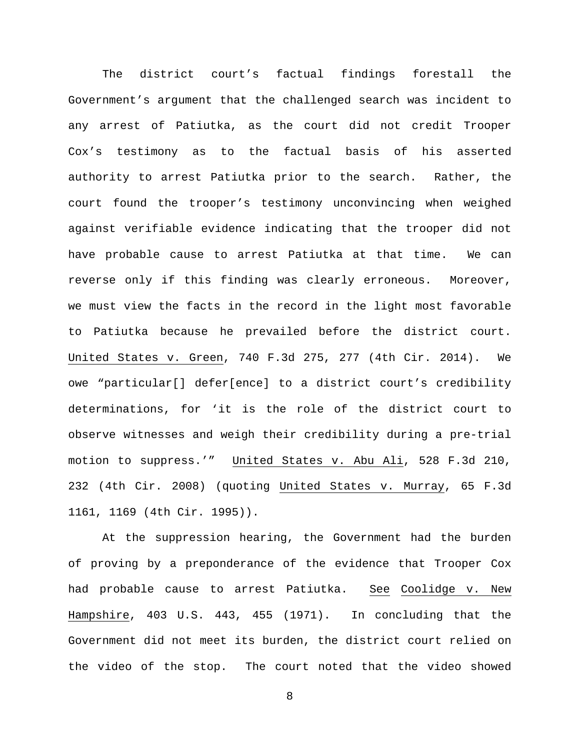The district court's factual findings forestall the Government's argument that the challenged search was incident to any arrest of Patiutka, as the court did not credit Trooper Cox's testimony as to the factual basis of his asserted authority to arrest Patiutka prior to the search. Rather, the court found the trooper's testimony unconvincing when weighed against verifiable evidence indicating that the trooper did not have probable cause to arrest Patiutka at that time. We can reverse only if this finding was clearly erroneous. Moreover, we must view the facts in the record in the light most favorable to Patiutka because he prevailed before the district court. United States v. Green, 740 F.3d 275, 277 (4th Cir. 2014). We owe "particular[] defer[ence] to a district court's credibility determinations, for 'it is the role of the district court to observe witnesses and weigh their credibility during a pre-trial motion to suppress.'" United States v. Abu Ali, 528 F.3d 210, 232 (4th Cir. 2008) (quoting United States v. Murray, 65 F.3d 1161, 1169 (4th Cir. 1995)).

At the suppression hearing, the Government had the burden of proving by a preponderance of the evidence that Trooper Cox had probable cause to arrest Patiutka. See Coolidge v. New Hampshire, 403 U.S. 443, 455 (1971). In concluding that the Government did not meet its burden, the district court relied on the video of the stop. The court noted that the video showed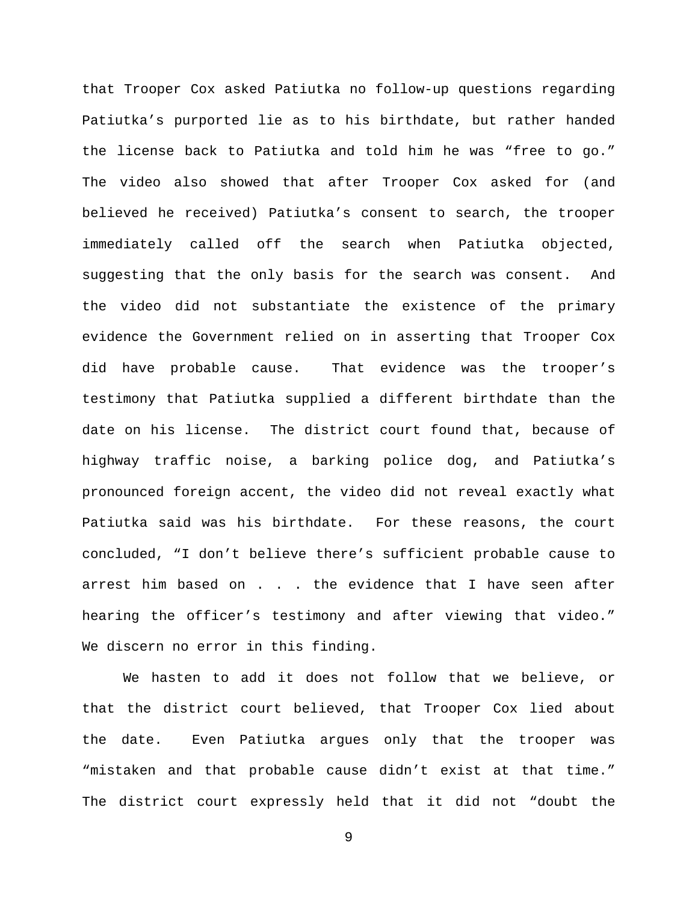that Trooper Cox asked Patiutka no follow-up questions regarding Patiutka's purported lie as to his birthdate, but rather handed the license back to Patiutka and told him he was "free to go." The video also showed that after Trooper Cox asked for (and believed he received) Patiutka's consent to search, the trooper immediately called off the search when Patiutka objected, suggesting that the only basis for the search was consent. And the video did not substantiate the existence of the primary evidence the Government relied on in asserting that Trooper Cox did have probable cause. That evidence was the trooper's testimony that Patiutka supplied a different birthdate than the date on his license. The district court found that, because of highway traffic noise, a barking police dog, and Patiutka's pronounced foreign accent, the video did not reveal exactly what Patiutka said was his birthdate. For these reasons, the court concluded, "I don't believe there's sufficient probable cause to arrest him based on . . . the evidence that I have seen after hearing the officer's testimony and after viewing that video." We discern no error in this finding.

We hasten to add it does not follow that we believe, or that the district court believed, that Trooper Cox lied about the date. Even Patiutka argues only that the trooper was "mistaken and that probable cause didn't exist at that time." The district court expressly held that it did not "doubt the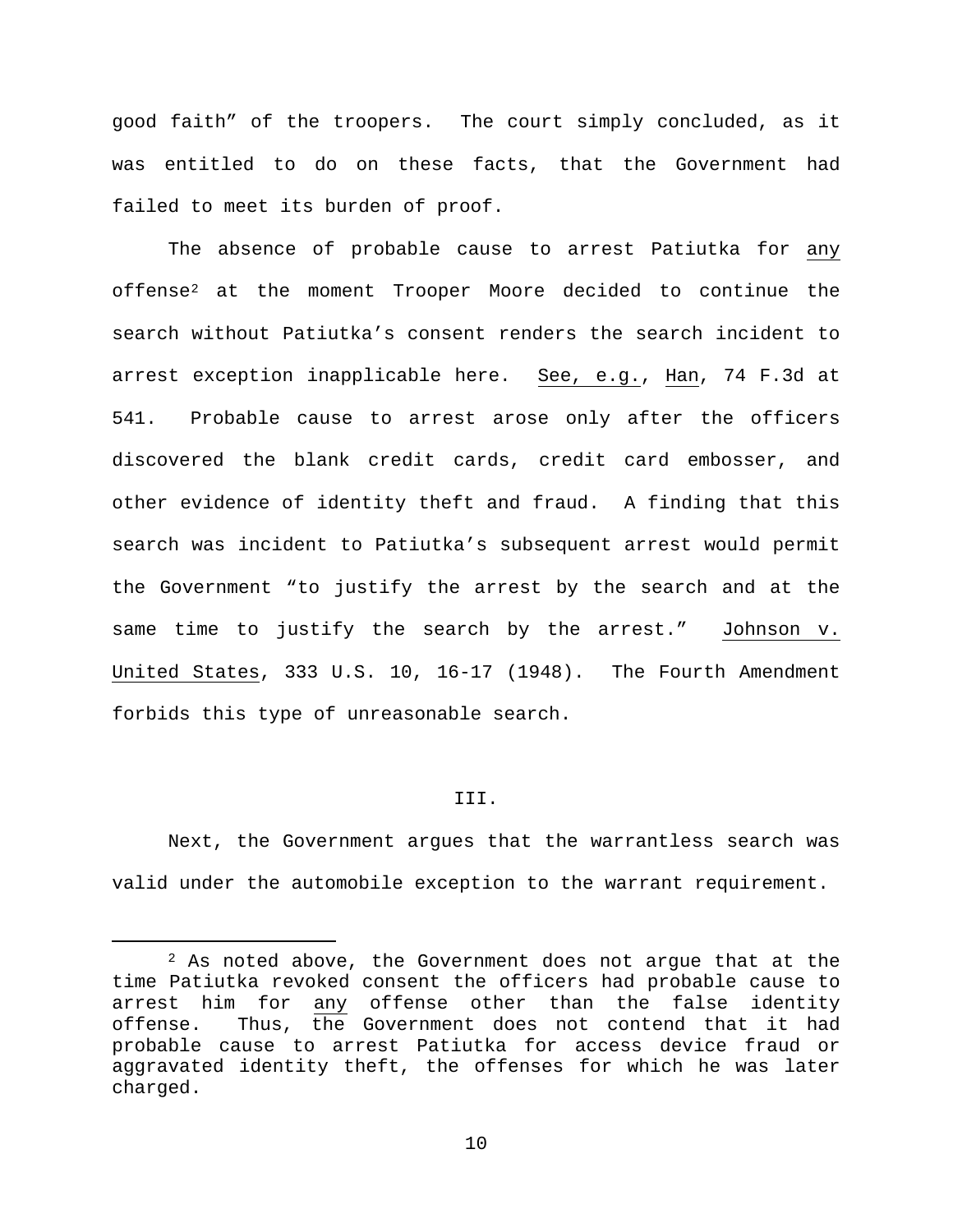good faith" of the troopers. The court simply concluded, as it was entitled to do on these facts, that the Government had failed to meet its burden of proof.

The absence of probable cause to arrest Patiutka for <u>any</u> offense[2] at the moment Trooper Moore decided to continue the search without Patiutka's consent renders the search incident to arrest exception inapplicable here. <u>See, e.g.</u>, <u>Han</u>, 74 F.3d at 541. Probable cause to arrest arose only after the officers discovered the blank credit cards, credit card embosser, and other evidence of identity theft and fraud. A finding that this search was incident to Patiutka's subsequent arrest would permit the Government "to justify the arrest by the search and at the same time to justify the search by the arrest." <u>Johnson v. United States</u>, 333 U.S. 10, 16-17 (1948). The Fourth Amendment forbids this type of unreasonable search.

## III.

Next, the Government argues that the warrantless search was valid under the automobile exception to the warrant requirement.

---

[2] As noted above, the Government does not argue that at the time Patiutka revoked consent the officers had probable cause to arrest him for <u>any</u> offense other than the false identity offense. Thus, the Government does not contend that it had probable cause to arrest Patiutka for access device fraud or aggravated identity theft, the offenses for which he was later charged.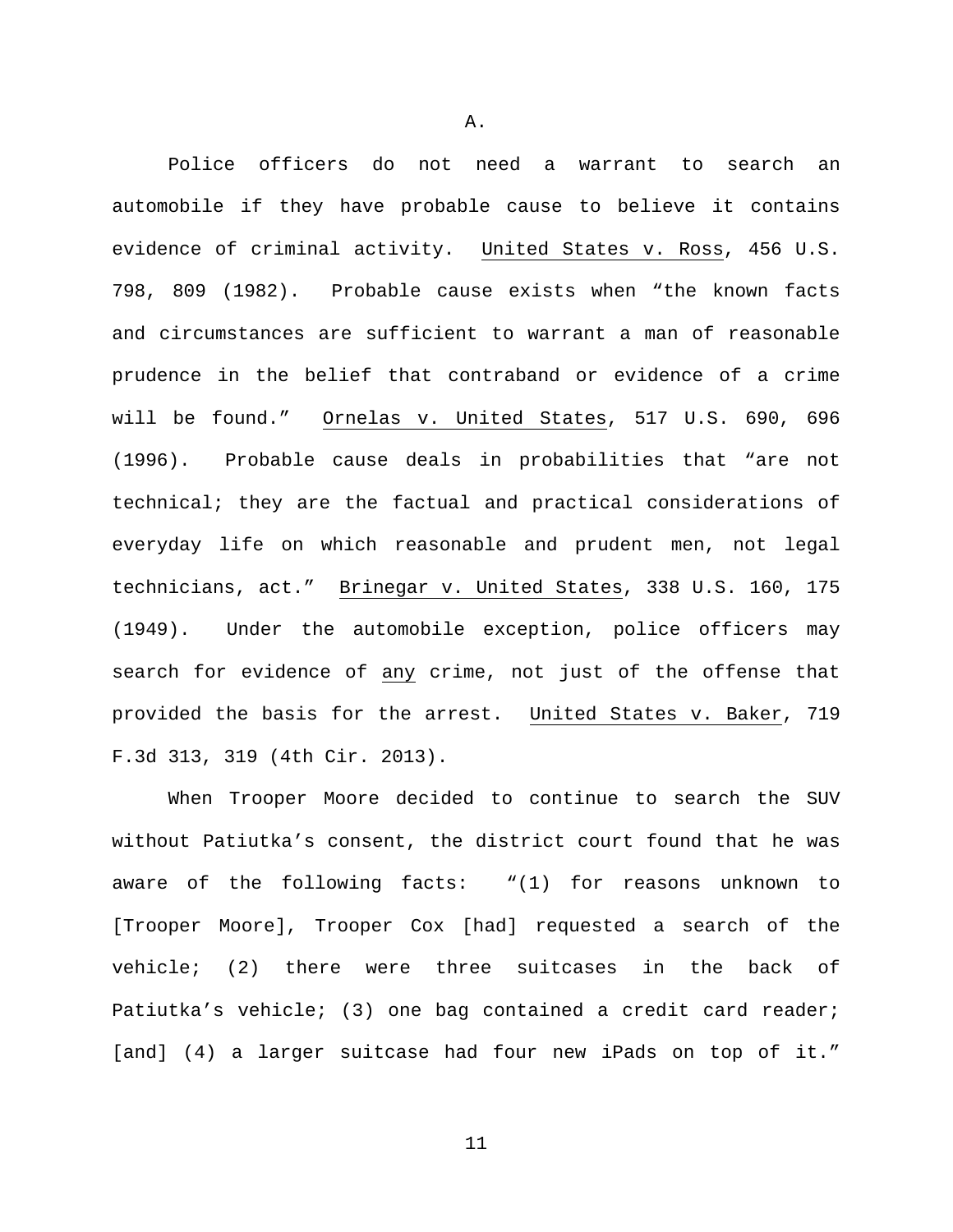## A.

Police officers do not need a warrant to search an automobile if they have probable cause to believe it contains evidence of criminal activity. United States v. Ross, 456 U.S. 798, 809 (1982). Probable cause exists when "the known facts and circumstances are sufficient to warrant a man of reasonable prudence in the belief that contraband or evidence of a crime will be found." Ornelas v. United States, 517 U.S. 690, 696 (1996). Probable cause deals in probabilities that "are not technical; they are the factual and practical considerations of everyday life on which reasonable and prudent men, not legal technicians, act." Brinegar v. United States, 338 U.S. 160, 175 (1949). Under the automobile exception, police officers may search for evidence of any crime, not just of the offense that provided the basis for the arrest. United States v. Baker, 719 F.3d 313, 319 (4th Cir. 2013).

When Trooper Moore decided to continue to search the SUV without Patiutka's consent, the district court found that he was aware of the following facts: "(1) for reasons unknown to [Trooper Moore], Trooper Cox [had] requested a search of the vehicle; (2) there were three suitcases in the back of Patiutka's vehicle; (3) one bag contained a credit card reader; [and] (4) a larger suitcase had four new iPads on top of it."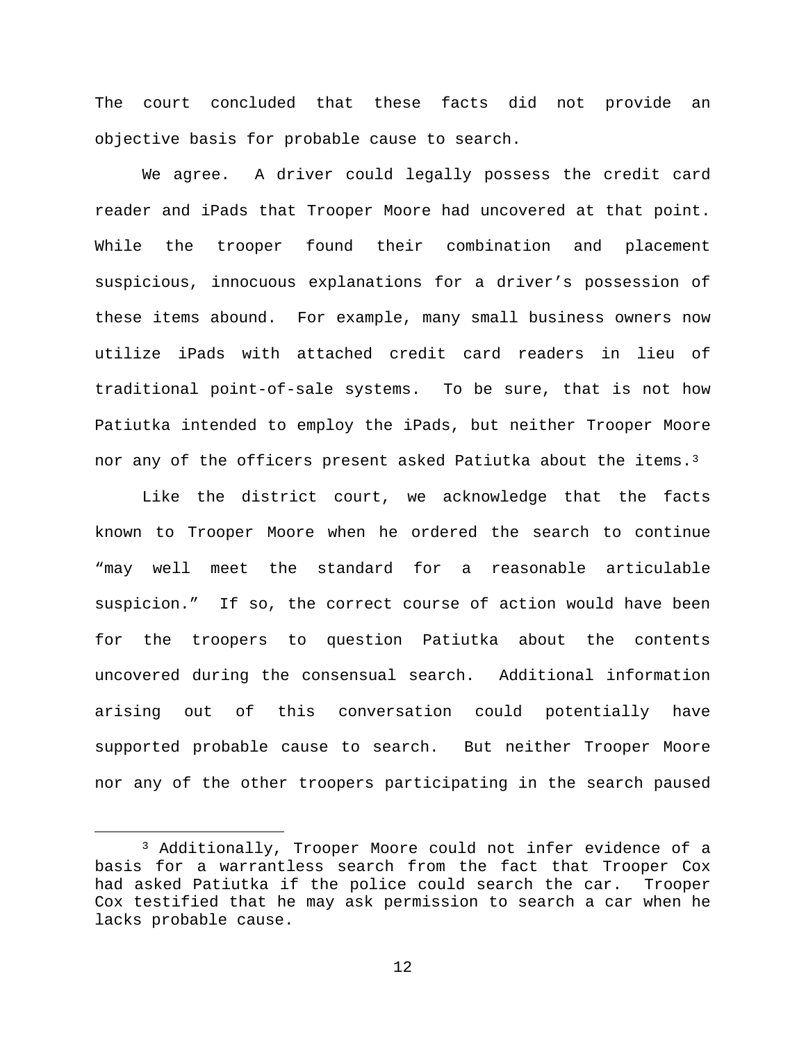The court concluded that these facts did not provide an objective basis for probable cause to search.

We agree. A driver could legally possess the credit card reader and iPads that Trooper Moore had uncovered at that point. While the trooper found their combination and placement suspicious, innocuous explanations for a driver's possession of these items abound. For example, many small business owners now utilize iPads with attached credit card readers in lieu of traditional point-of-sale systems. To be sure, that is not how Patiutka intended to employ the iPads, but neither Trooper Moore nor any of the officers present asked Patiutka about the items.[3]

Like the district court, we acknowledge that the facts known to Trooper Moore when he ordered the search to continue "may well meet the standard for a reasonable articulable suspicion." If so, the correct course of action would have been for the troopers to question Patiutka about the contents uncovered during the consensual search. Additional information arising out of this conversation could potentially have supported probable cause to search. But neither Trooper Moore nor any of the other troopers participating in the search paused

[3] Additionally, Trooper Moore could not infer evidence of a basis for a warrantless search from the fact that Trooper Cox had asked Patiutka if the police could search the car. Trooper Cox testified that he may ask permission to search a car when he lacks probable cause.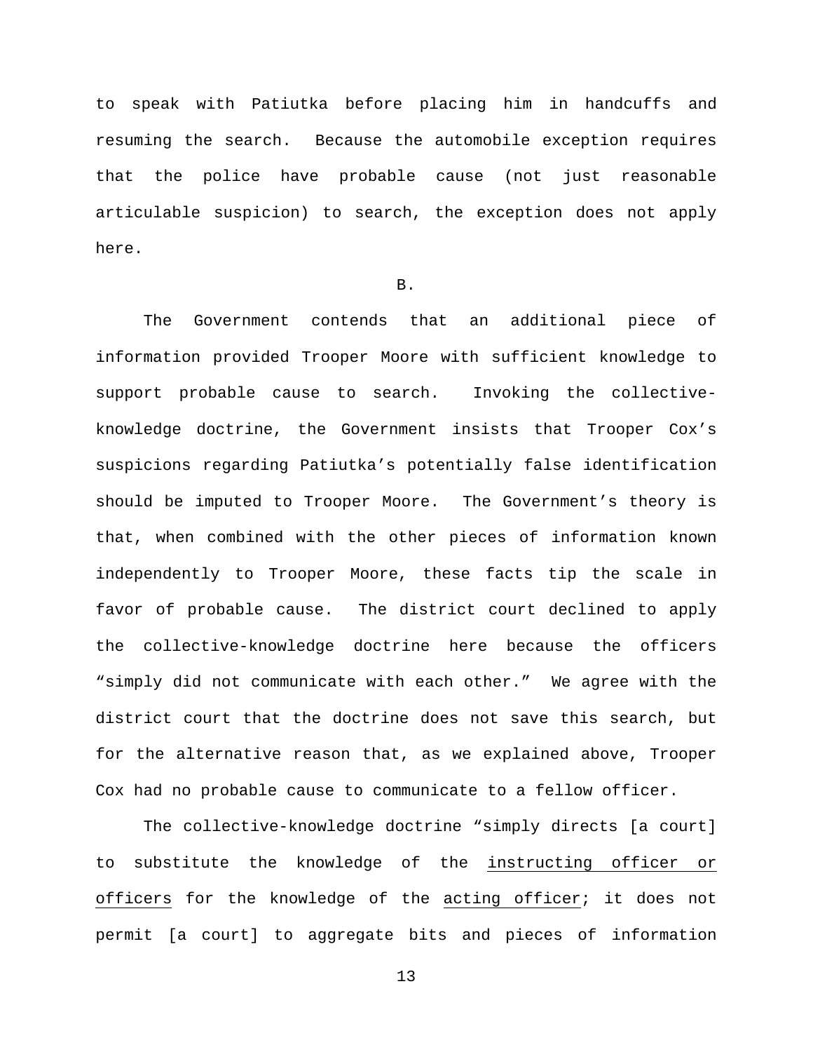to speak with Patiutka before placing him in handcuffs and resuming the search. Because the automobile exception requires that the police have probable cause (not just reasonable articulable suspicion) to search, the exception does not apply here.

## B.

The Government contends that an additional piece of information provided Trooper Moore with sufficient knowledge to support probable cause to search. Invoking the collective-knowledge doctrine, the Government insists that Trooper Cox's suspicions regarding Patiutka's potentially false identification should be imputed to Trooper Moore. The Government's theory is that, when combined with the other pieces of information known independently to Trooper Moore, these facts tip the scale in favor of probable cause. The district court declined to apply the collective-knowledge doctrine here because the officers "simply did not communicate with each other." We agree with the district court that the doctrine does not save this search, but for the alternative reason that, as we explained above, Trooper Cox had no probable cause to communicate to a fellow officer.

The collective-knowledge doctrine "simply directs [a court] to substitute the knowledge of the <u>instructing officer or officers</u> for the knowledge of the <u>acting officer</u>; it does not permit [a court] to aggregate bits and pieces of information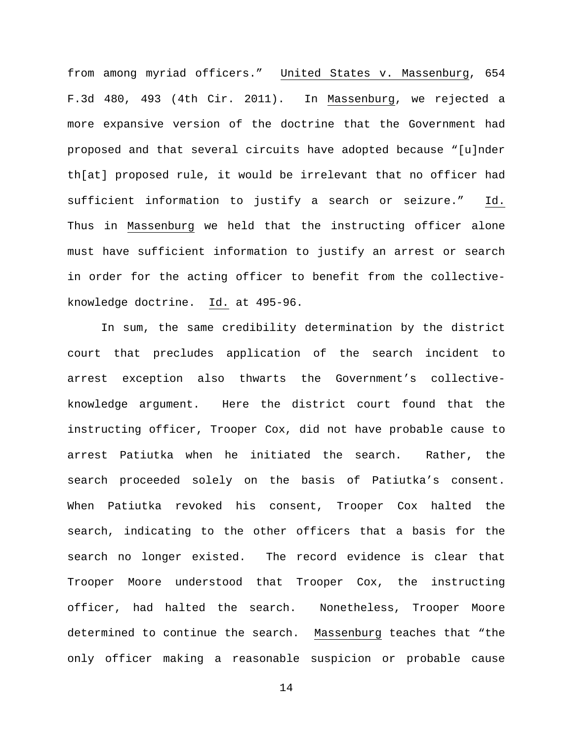from among myriad officers." United States v. Massenburg, 654 F.3d 480, 493 (4th Cir. 2011). In Massenburg, we rejected a more expansive version of the doctrine that the Government had proposed and that several circuits have adopted because "[u]nder th[at] proposed rule, it would be irrelevant that no officer had sufficient information to justify a search or seizure." Id. Thus in Massenburg we held that the instructing officer alone must have sufficient information to justify an arrest or search in order for the acting officer to benefit from the collective-knowledge doctrine. Id. at 495-96.

In sum, the same credibility determination by the district court that precludes application of the search incident to arrest exception also thwarts the Government's collective-knowledge argument. Here the district court found that the instructing officer, Trooper Cox, did not have probable cause to arrest Patiutka when he initiated the search. Rather, the search proceeded solely on the basis of Patiutka's consent. When Patiutka revoked his consent, Trooper Cox halted the search, indicating to the other officers that a basis for the search no longer existed. The record evidence is clear that Trooper Moore understood that Trooper Cox, the instructing officer, had halted the search. Nonetheless, Trooper Moore determined to continue the search. Massenburg teaches that "the only officer making a reasonable suspicion or probable cause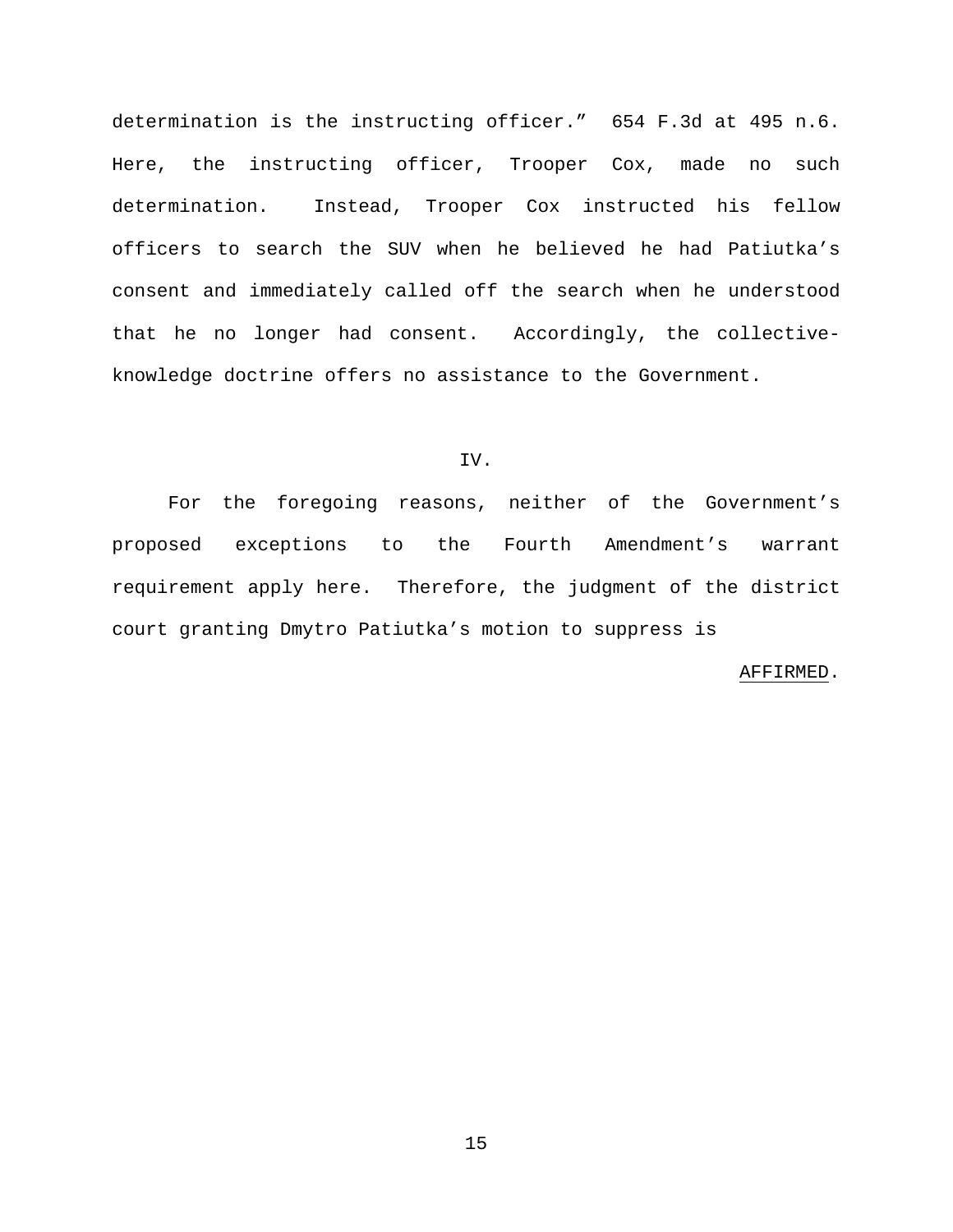determination is the instructing officer." 654 F.3d at 495 n.6. Here, the instructing officer, Trooper Cox, made no such determination. Instead, Trooper Cox instructed his fellow officers to search the SUV when he believed he had Patiutka's consent and immediately called off the search when he understood that he no longer had consent. Accordingly, the collective-knowledge doctrine offers no assistance to the Government.

## IV.

For the foregoing reasons, neither of the Government's proposed exceptions to the Fourth Amendment's warrant requirement apply here. Therefore, the judgment of the district court granting Dmytro Patiutka's motion to suppress is

AFFIRMED.